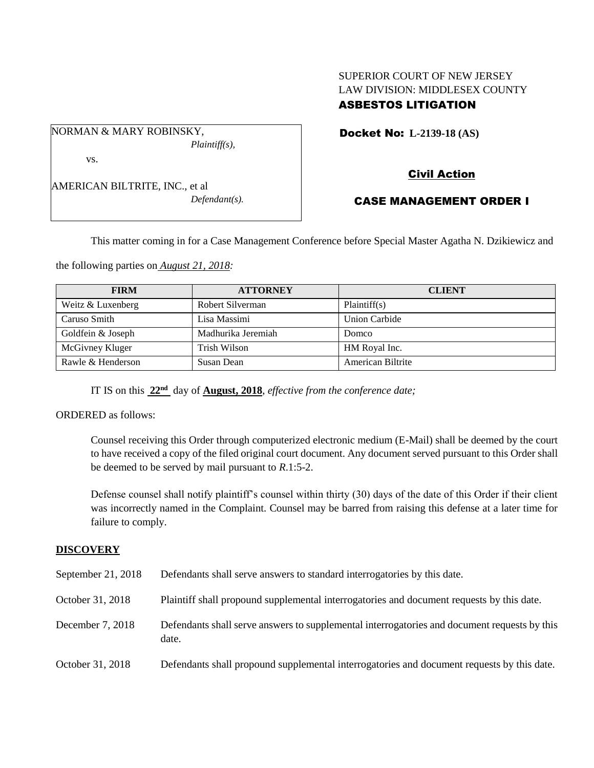SUPERIOR COURT OF NEW JERSEY
LAW DIVISION: MIDDLESEX COUNTY
**ASBESTOS LITIGATION**

NORMAN & MARY ROBINSKY,
*Plaintiff(s),*

vs.

AMERICAN BILTRITE, INC., et al
*Defendant(s).*

**Docket No: L-2139-18 (AS)**

**Civil Action**

**CASE MANAGEMENT ORDER I**

This matter coming in for a Case Management Conference before Special Master Agatha N. Dzikiewicz and the following parties on *August 21, 2018:*

| FIRM | ATTORNEY | CLIENT |
|---|---|---|
| Weitz & Luxenberg | Robert Silverman | Plaintiff(s) |
| Caruso Smith | Lisa Massimi | Union Carbide |
| Goldfein & Joseph | Madhurika Jeremiah | Domco |
| McGivney Kluger | Trish Wilson | HM Royal Inc. |
| Rawle & Henderson | Susan Dean | American Biltrite |

IT IS on this **22nd** day of **August, 2018**, *effective from the conference date;*

ORDERED as follows:

Counsel receiving this Order through computerized electronic medium (E-Mail) shall be deemed by the court to have received a copy of the filed original court document. Any document served pursuant to this Order shall be deemed to be served by mail pursuant to *R*.1:5-2.

Defense counsel shall notify plaintiff's counsel within thirty (30) days of the date of this Order if their client was incorrectly named in the Complaint. Counsel may be barred from raising this defense at a later time for failure to comply.

## DISCOVERY

| | |
|---|---|
| September 21, 2018 | Defendants shall serve answers to standard interrogatories by this date. |
| October 31, 2018 | Plaintiff shall propound supplemental interrogatories and document requests by this date. |
| December 7, 2018 | Defendants shall serve answers to supplemental interrogatories and document requests by this date. |
| October 31, 2018 | Defendants shall propound supplemental interrogatories and document requests by this date. |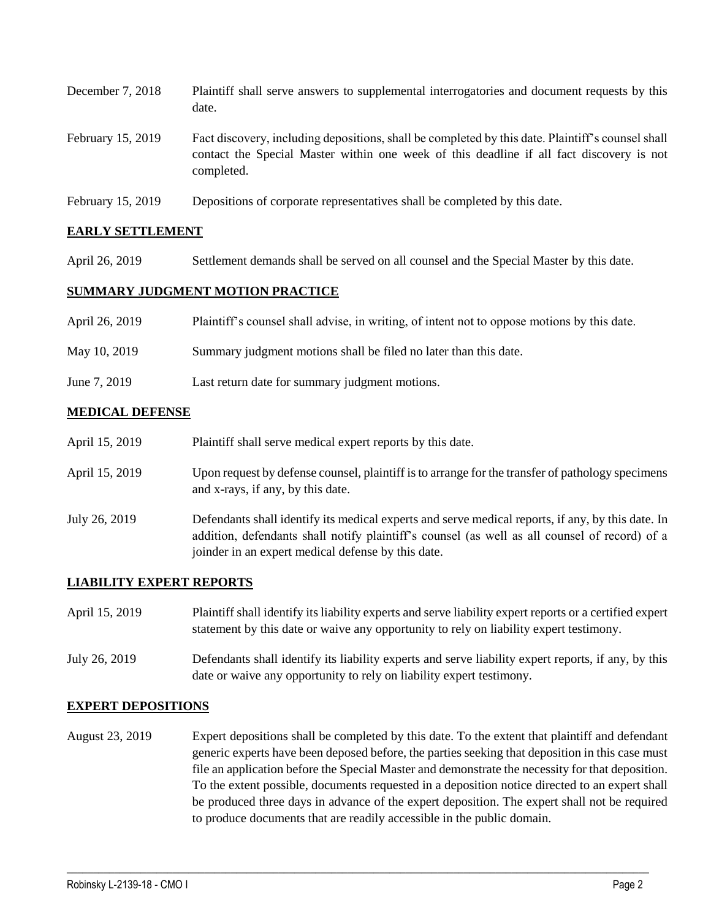| | |
|---|---|
| December 7, 2018 | Plaintiff shall serve answers to supplemental interrogatories and document requests by this date. |
| February 15, 2019 | Fact discovery, including depositions, shall be completed by this date. Plaintiff's counsel shall contact the Special Master within one week of this deadline if all fact discovery is not completed. |
| February 15, 2019 | Depositions of corporate representatives shall be completed by this date. |

## EARLY SETTLEMENT

| | |
|---|---|
| April 26, 2019 | Settlement demands shall be served on all counsel and the Special Master by this date. |

## SUMMARY JUDGMENT MOTION PRACTICE

| | |
|---|---|
| April 26, 2019 | Plaintiff's counsel shall advise, in writing, of intent not to oppose motions by this date. |
| May 10, 2019 | Summary judgment motions shall be filed no later than this date. |
| June 7, 2019 | Last return date for summary judgment motions. |

## MEDICAL DEFENSE

| | |
|---|---|
| April 15, 2019 | Plaintiff shall serve medical expert reports by this date. |
| April 15, 2019 | Upon request by defense counsel, plaintiff is to arrange for the transfer of pathology specimens and x-rays, if any, by this date. |
| July 26, 2019 | Defendants shall identify its medical experts and serve medical reports, if any, by this date. In addition, defendants shall notify plaintiff's counsel (as well as all counsel of record) of a joinder in an expert medical defense by this date. |

## LIABILITY EXPERT REPORTS

| | |
|---|---|
| April 15, 2019 | Plaintiff shall identify its liability experts and serve liability expert reports or a certified expert statement by this date or waive any opportunity to rely on liability expert testimony. |
| July 26, 2019 | Defendants shall identify its liability experts and serve liability expert reports, if any, by this date or waive any opportunity to rely on liability expert testimony. |

## EXPERT DEPOSITIONS

| | |
|---|---|
| August 23, 2019 | Expert depositions shall be completed by this date. To the extent that plaintiff and defendant generic experts have been deposed before, the parties seeking that deposition in this case must file an application before the Special Master and demonstrate the necessity for that deposition. To the extent possible, documents requested in a deposition notice directed to an expert shall be produced three days in advance of the expert deposition. The expert shall not be required to produce documents that are readily accessible in the public domain. |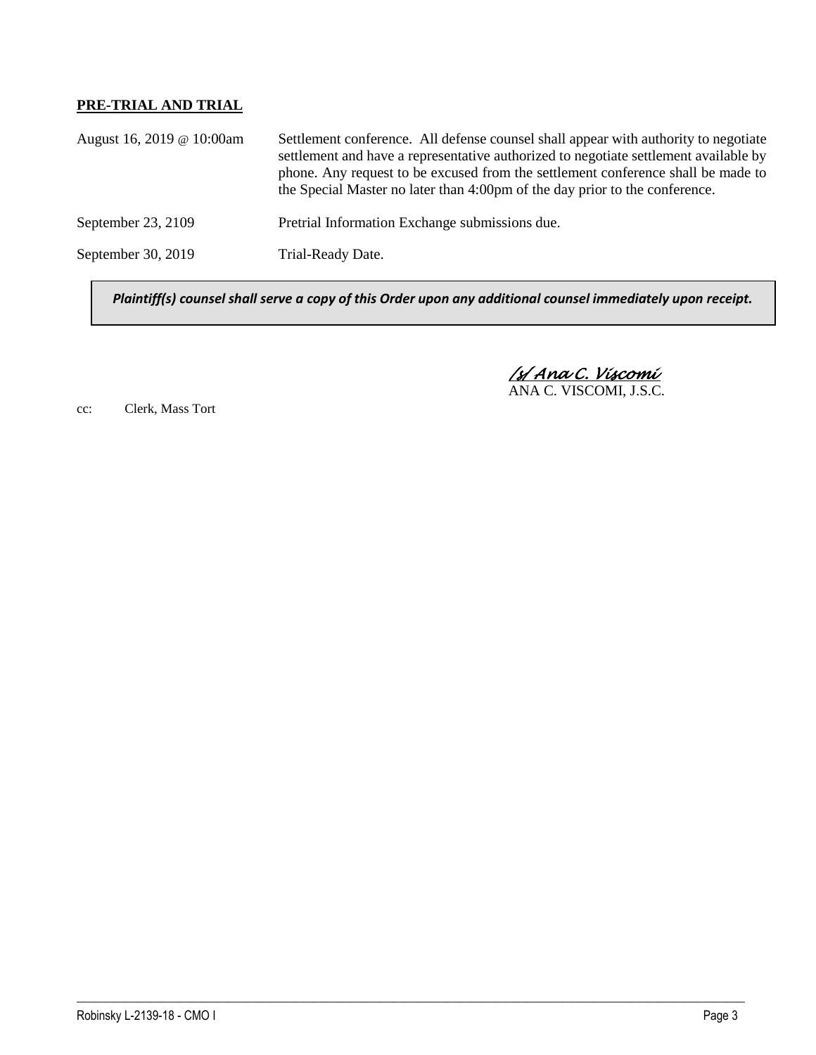## PRE-TRIAL AND TRIAL

| | |
|---|---|
| August 16, 2019 @ 10:00am | Settlement conference. All defense counsel shall appear with authority to negotiate settlement and have a representative authorized to negotiate settlement available by phone. Any request to be excused from the settlement conference shall be made to the Special Master no later than 4:00pm of the day prior to the conference. |
| September 23, 2109 | Pretrial Information Exchange submissions due. |
| September 30, 2019 | Trial-Ready Date. |

***Plaintiff(s) counsel shall serve a copy of this Order upon any additional counsel immediately upon receipt.***

/s/ Ana C. Viscomi
ANA C. VISCOMI, J.S.C.

cc: Clerk, Mass Tort